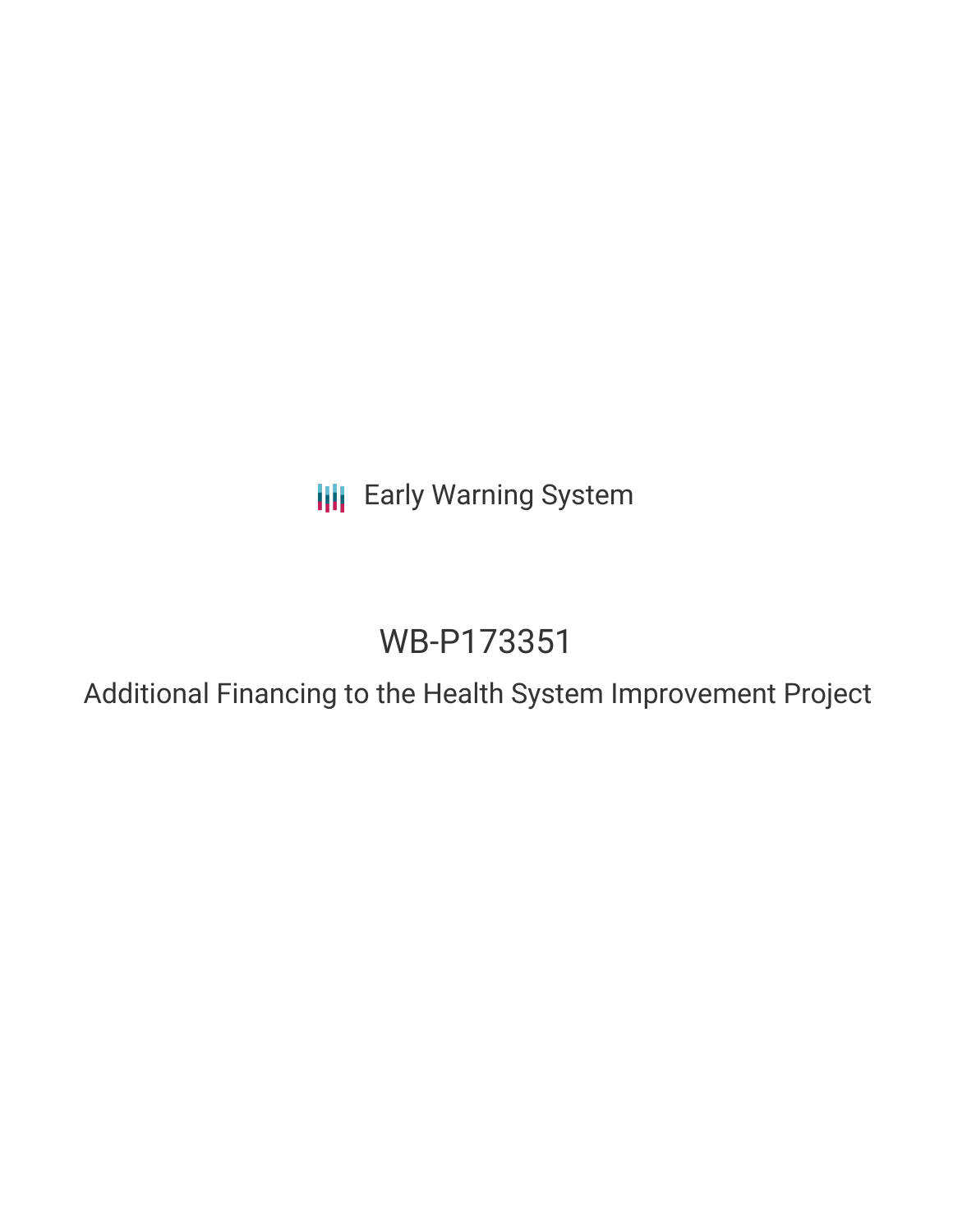Early Warning System

# WB-P173351

## Additional Financing to the Health System Improvement Project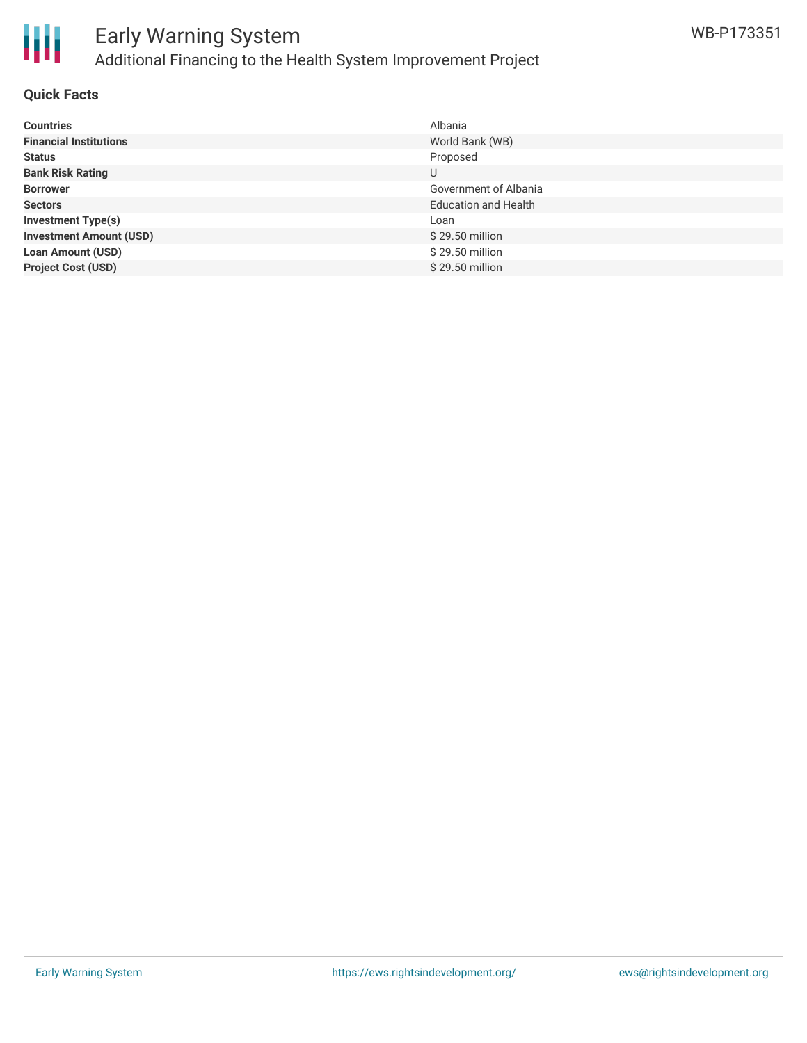## Quick Facts

| | |
|---|---|
| **Countries** | Albania |
| **Financial Institutions** | World Bank (WB) |
| **Status** | Proposed |
| **Bank Risk Rating** | U |
| **Borrower** | Government of Albania |
| **Sectors** | Education and Health |
| **Investment Type(s)** | Loan |
| **Investment Amount (USD)** | $ 29.50 million |
| **Loan Amount (USD)** | $ 29.50 million |
| **Project Cost (USD)** | $ 29.50 million |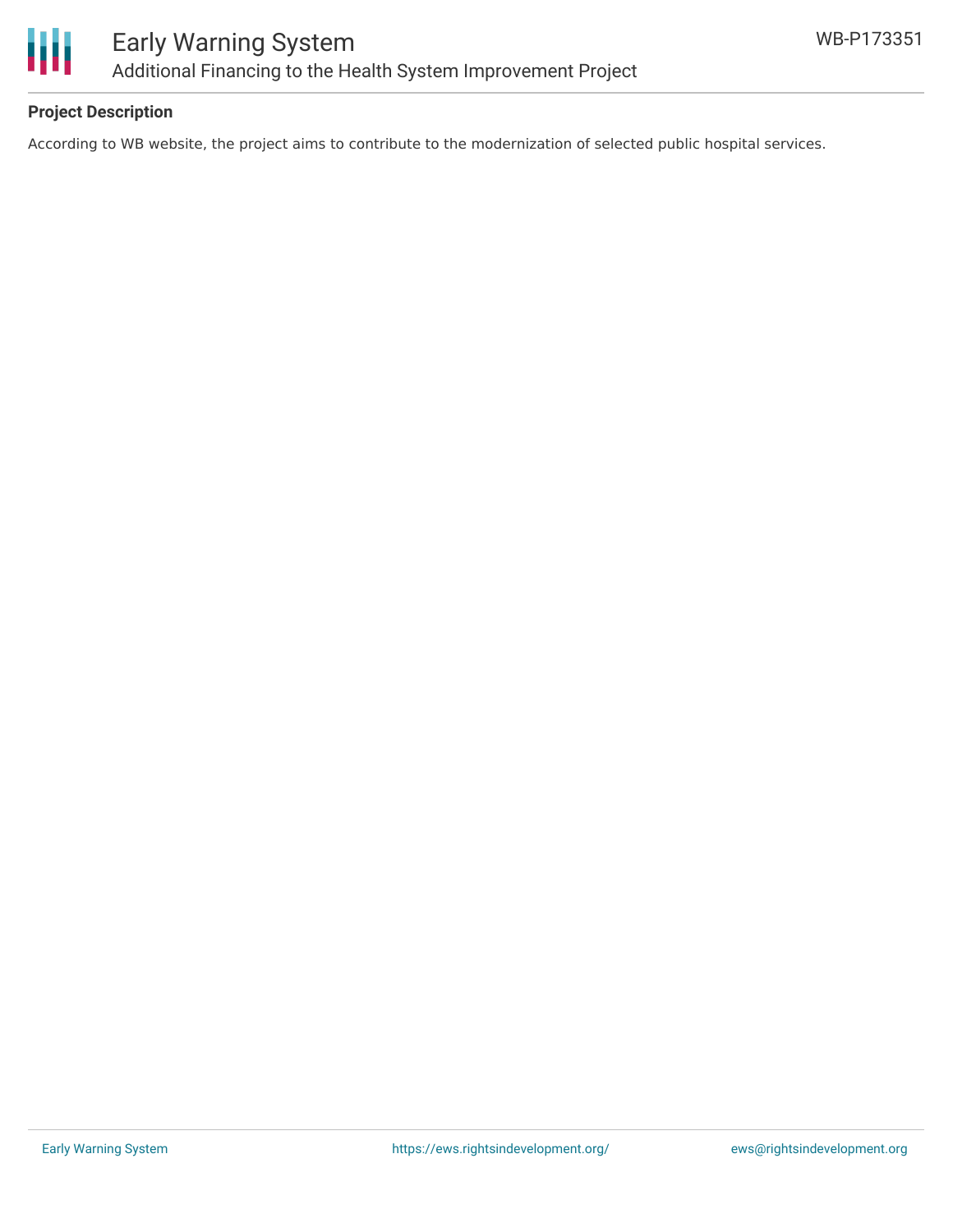## Project Description

According to WB website, the project aims to contribute to the modernization of selected public hospital services.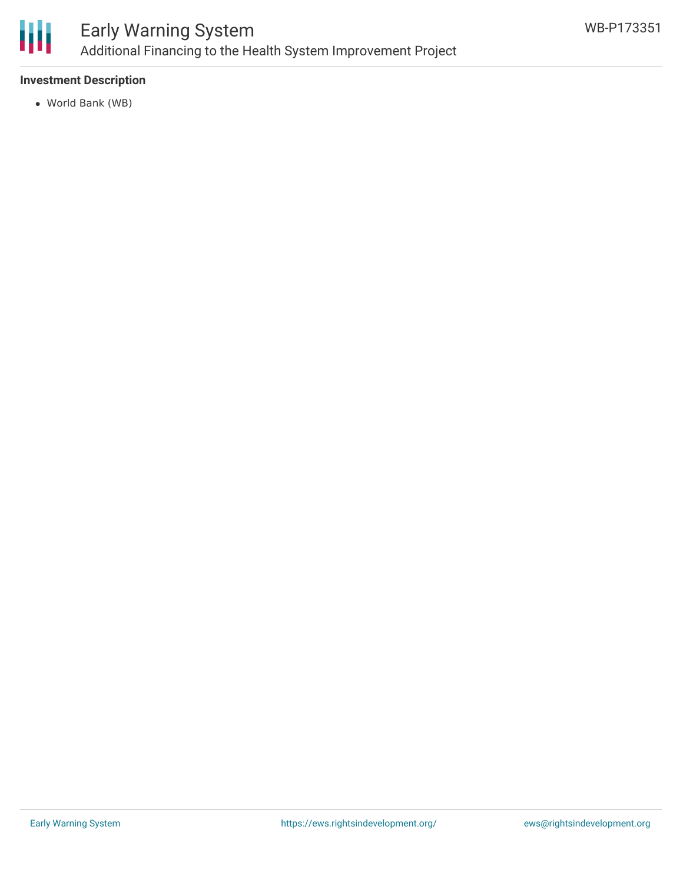**Investment Description**

- World Bank (WB)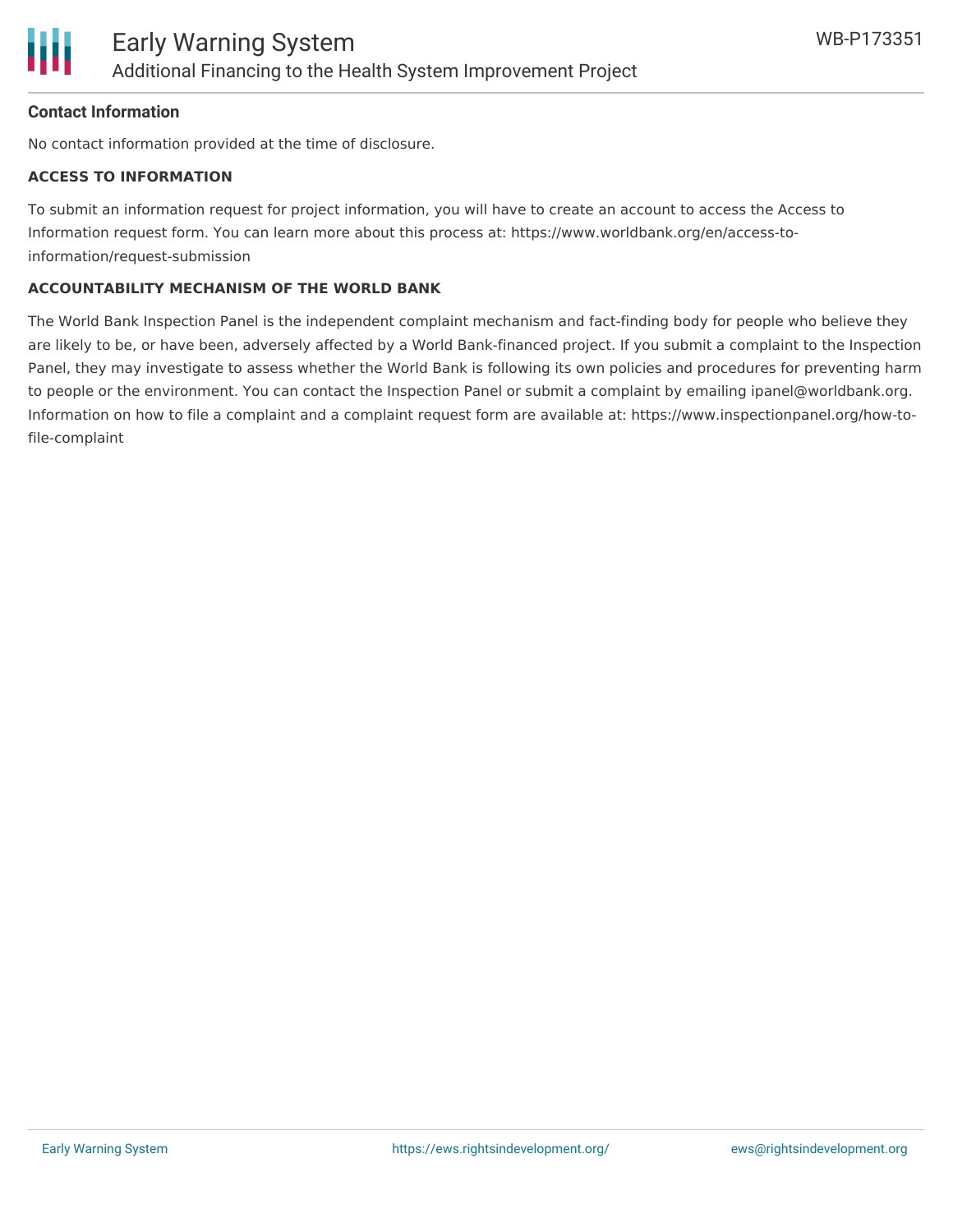## Contact Information

No contact information provided at the time of disclosure.

### ACCESS TO INFORMATION

To submit an information request for project information, you will have to create an account to access the Access to Information request form. You can learn more about this process at: https://www.worldbank.org/en/access-to-information/request-submission

### ACCOUNTABILITY MECHANISM OF THE WORLD BANK

The World Bank Inspection Panel is the independent complaint mechanism and fact-finding body for people who believe they are likely to be, or have been, adversely affected by a World Bank-financed project. If you submit a complaint to the Inspection Panel, they may investigate to assess whether the World Bank is following its own policies and procedures for preventing harm to people or the environment. You can contact the Inspection Panel or submit a complaint by emailing ipanel@worldbank.org. Information on how to file a complaint and a complaint request form are available at: https://www.inspectionpanel.org/how-to-file-complaint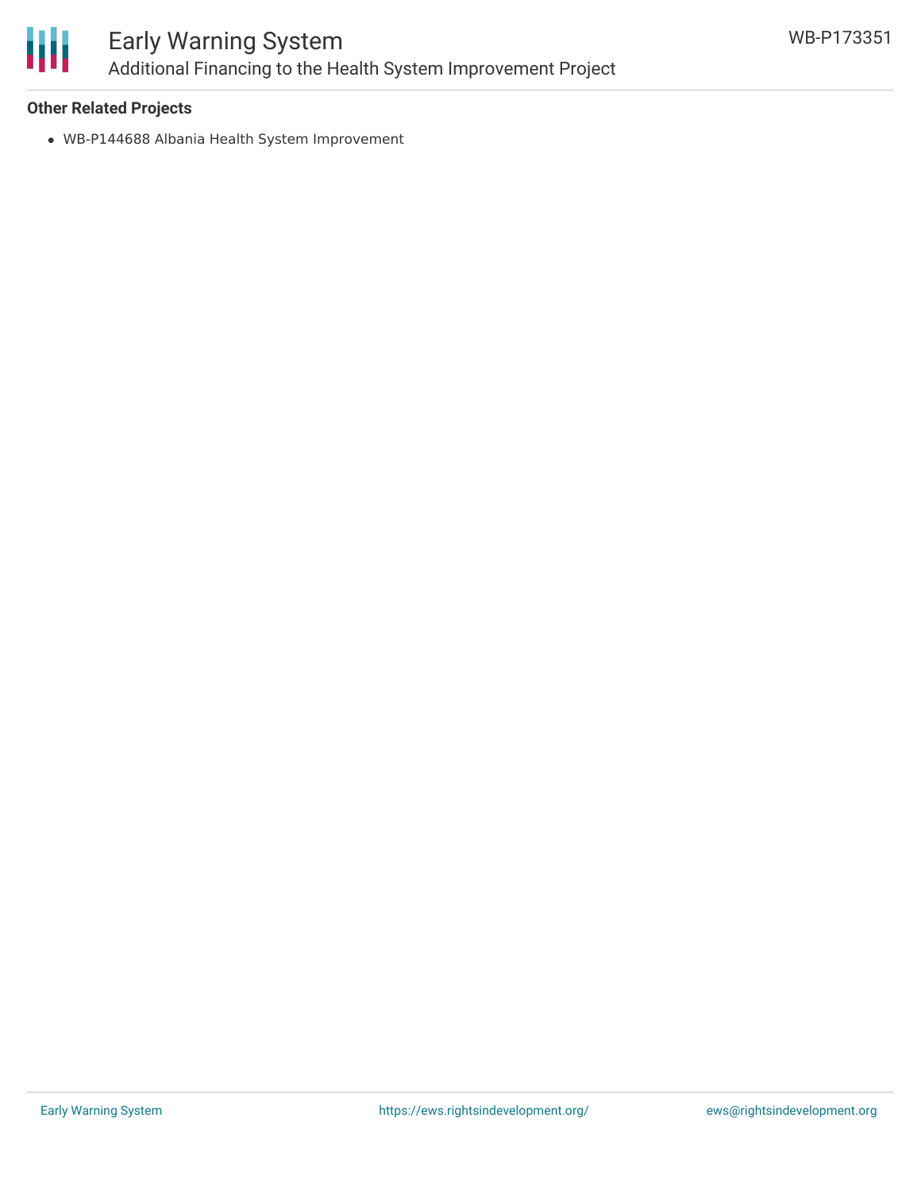### Other Related Projects

- WB-P144688 Albania Health System Improvement